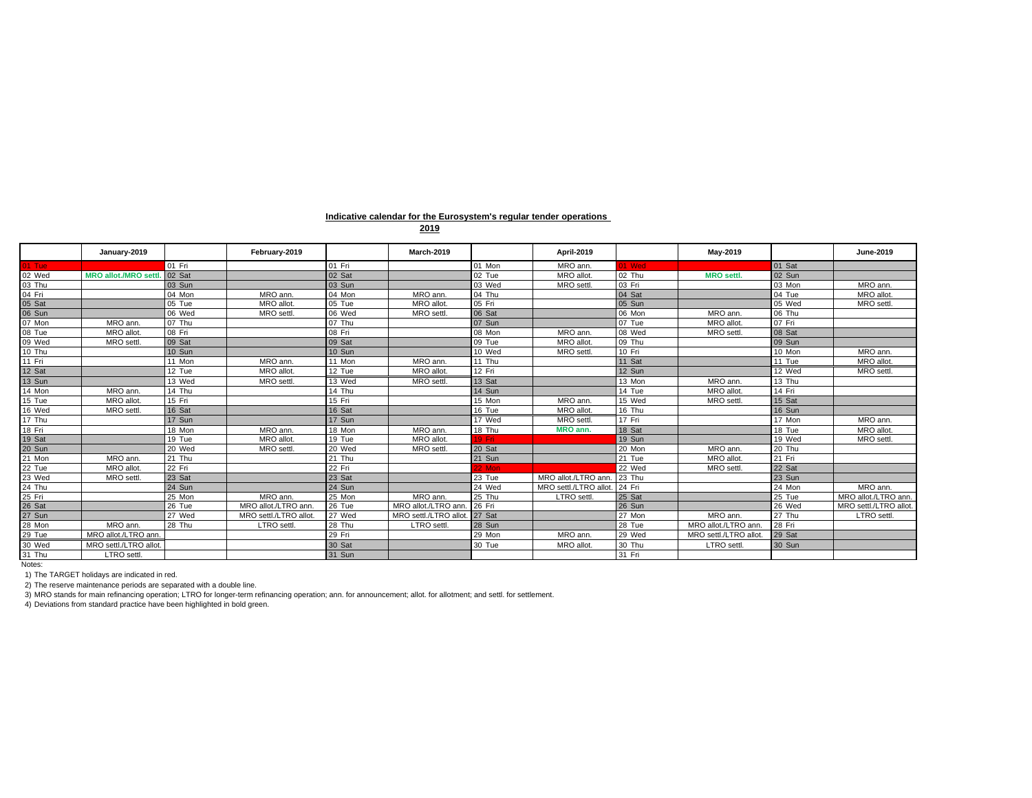**Indicative calendar for the Eurosystem's regular tender operations**

**2019**

| | January-2019 | | February-2019 | | March-2019 | | April-2019 | | May-2019 | | June-2019 |
|---|---|---|---|---|---|---|---|---|---|---|---|
| 01 Tue | | 01 Fri | | 01 Fri | | 01 Mon | MRO ann. | 01 Wed | | 01 Sat | |
| 02 Wed | **MRO allot./MRO settl.** | 02 Sat | | 02 Sat | | 02 Tue | MRO allot. | 02 Thu | **MRO settl.** | 02 Sun | |
| 03 Thu | | 03 Sun | | 03 Sun | | 03 Wed | MRO settl. | 03 Fri | | 03 Mon | MRO ann. |
| 04 Fri | | 04 Mon | MRO ann. | 04 Mon | MRO ann. | 04 Thu | | 04 Sat | | 04 Tue | MRO allot. |
| 05 Sat | | 05 Tue | MRO allot. | 05 Tue | MRO allot. | 05 Fri | | 05 Sun | | 05 Wed | MRO settl. |
| 06 Sun | | 06 Wed | MRO settl. | 06 Wed | MRO settl. | 06 Sat | | 06 Mon | MRO ann. | 06 Thu | |
| 07 Mon | MRO ann. | 07 Thu | | 07 Thu | | 07 Sun | | 07 Tue | MRO allot. | 07 Fri | |
| 08 Tue | MRO allot. | 08 Fri | | 08 Fri | | 08 Mon | MRO ann. | 08 Wed | MRO settl. | 08 Sat | |
| 09 Wed | MRO settl. | 09 Sat | | 09 Sat | | 09 Tue | MRO allot. | 09 Thu | | 09 Sun | |
| 10 Thu | | 10 Sun | | 10 Sun | | 10 Wed | MRO settl. | 10 Fri | | 10 Mon | MRO ann. |
| 11 Fri | | 11 Mon | MRO ann. | 11 Mon | MRO ann. | 11 Thu | | 11 Sat | | 11 Tue | MRO allot. |
| 12 Sat | | 12 Tue | MRO allot. | 12 Tue | MRO allot. | 12 Fri | | 12 Sun | | 12 Wed | MRO settl. |
| 13 Sun | | 13 Wed | MRO settl. | 13 Wed | MRO settl. | 13 Sat | | 13 Mon | MRO ann. | 13 Thu | |
| 14 Mon | MRO ann. | 14 Thu | | 14 Thu | | 14 Sun | | 14 Tue | MRO allot. | 14 Fri | |
| 15 Tue | MRO allot. | 15 Fri | | 15 Fri | | 15 Mon | MRO ann. | 15 Wed | MRO settl. | 15 Sat | |
| 16 Wed | MRO settl. | 16 Sat | | 16 Sat | | 16 Tue | MRO allot. | 16 Thu | | 16 Sun | |
| 17 Thu | | 17 Sun | | 17 Sun | | 17 Wed | MRO settl. | 17 Fri | | 17 Mon | MRO ann. |
| 18 Fri | | 18 Mon | MRO ann. | 18 Mon | MRO ann. | 18 Thu | **MRO ann.** | 18 Sat | | 18 Tue | MRO allot. |
| 19 Sat | | 19 Tue | MRO allot. | 19 Tue | MRO allot. | 19 Fri | | 19 Sun | | 19 Wed | MRO settl. |
| 20 Sun | | 20 Wed | MRO settl. | 20 Wed | MRO settl. | 20 Sat | | 20 Mon | MRO ann. | 20 Thu | |
| 21 Mon | MRO ann. | 21 Thu | | 21 Thu | | 21 Sun | | 21 Tue | MRO allot. | 21 Fri | |
| 22 Tue | MRO allot. | 22 Fri | | 22 Fri | | 22 Mon | | 22 Wed | MRO settl. | 22 Sat | |
| 23 Wed | MRO settl. | 23 Sat | | 23 Sat | | 23 Tue | MRO allot./LTRO ann. | 23 Thu | | 23 Sun | |
| 24 Thu | | 24 Sun | | 24 Sun | | 24 Wed | MRO settl./LTRO allot. | 24 Fri | | 24 Mon | MRO ann. |
| 25 Fri | | 25 Mon | MRO ann. | 25 Mon | MRO ann. | 25 Thu | LTRO settl. | 25 Sat | | 25 Tue | MRO allot./LTRO ann. |
| 26 Sat | | 26 Tue | MRO allot./LTRO ann. | 26 Tue | MRO allot./LTRO ann. | 26 Fri | | 26 Sun | | 26 Wed | MRO settl./LTRO allot. |
| 27 Sun | | 27 Wed | MRO settl./LTRO allot. | 27 Wed | MRO settl./LTRO allot. | 27 Sat | | 27 Mon | MRO ann. | 27 Thu | LTRO settl. |
| 28 Mon | MRO ann. | 28 Thu | LTRO settl. | 28 Thu | LTRO settl. | 28 Sun | | 28 Tue | MRO allot./LTRO ann. | 28 Fri | |
| 29 Tue | MRO allot./LTRO ann. | | | 29 Fri | | 29 Mon | MRO ann. | 29 Wed | MRO settl./LTRO allot. | 29 Sat | |
| 30 Wed | MRO settl./LTRO allot. | | | 30 Sat | | 30 Tue | MRO allot. | 30 Thu | LTRO settl. | 30 Sun | |
| 31 Thu | LTRO settl. | | | 31 Sun | | | | 31 Fri | | | |

Notes:

1) The TARGET holidays are indicated in red.

2) The reserve maintenance periods are separated with a double line.

3) MRO stands for main refinancing operation; LTRO for longer-term refinancing operation; ann. for announcement; allot. for allotment; and settl. for settlement.

4) Deviations from standard practice have been highlighted in bold green.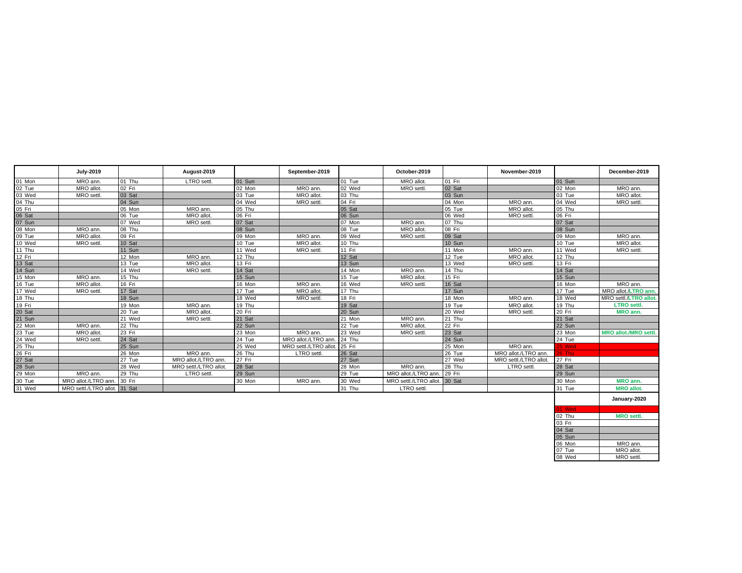| | July-2019 | | August-2019 | | September-2019 | | October-2019 | | November-2019 | | December-2019 |
|---|---|---|---|---|---|---|---|---|---|---|---|
| 01 Mon | MRO ann. | 01 Thu | LTRO settl. | 01 Sun | | 01 Tue | MRO allot. | 01 Fri | | 01 Sun | |
| 02 Tue | MRO allot. | 02 Fri | | 02 Mon | MRO ann. | 02 Wed | MRO settl. | 02 Sat | | 02 Mon | MRO ann. |
| 03 Wed | MRO settl. | 03 Sat | | 03 Tue | MRO allot. | 03 Thu | | 03 Sun | | 03 Tue | MRO allot. |
| 04 Thu | | 04 Sun | | 04 Wed | MRO settl. | 04 Fri | | 04 Mon | MRO ann. | 04 Wed | MRO settl. |
| 05 Fri | | 05 Mon | MRO ann. | 05 Thu | | 05 Sat | | 05 Tue | MRO allot. | 05 Thu | |
| 06 Sat | | 06 Tue | MRO allot. | 06 Fri | | 06 Sun | | 06 Wed | MRO settl. | 06 Fri | |
| 07 Sun | | 07 Wed | MRO settl. | 07 Sat | | 07 Mon | MRO ann. | 07 Thu | | 07 Sat | |
| 08 Mon | MRO ann. | 08 Thu | | 08 Sun | | 08 Tue | MRO allot. | 08 Fri | | 08 Sun | |
| 09 Tue | MRO allot. | 09 Fri | | 09 Mon | MRO ann. | 09 Wed | MRO settl. | 09 Sat | | 09 Mon | MRO ann. |
| 10 Wed | MRO settl. | 10 Sat | | 10 Tue | MRO allot. | 10 Thu | | 10 Sun | | 10 Tue | MRO allot. |
| 11 Thu | | 11 Sun | | 11 Wed | MRO settl. | 11 Fri | | 11 Mon | MRO ann. | 11 Wed | MRO settl. |
| 12 Fri | | 12 Mon | MRO ann. | 12 Thu | | 12 Sat | | 12 Tue | MRO allot. | 12 Thu | |
| 13 Sat | | 13 Tue | MRO allot. | 13 Fri | | 13 Sun | | 13 Wed | MRO settl. | 13 Fri | |
| 14 Sun | | 14 Wed | MRO settl. | 14 Sat | | 14 Mon | MRO ann. | 14 Thu | | 14 Sat | |
| 15 Mon | MRO ann. | 15 Thu | | 15 Sun | | 15 Tue | MRO allot. | 15 Fri | | 15 Sun | |
| 16 Tue | MRO allot. | 16 Fri | | 16 Mon | MRO ann. | 16 Wed | MRO settl. | 16 Sat | | 16 Mon | MRO ann. |
| 17 Wed | MRO settl. | 17 Sat | | 17 Tue | MRO allot. | 17 Thu | | 17 Sun | | 17 Tue | MRO allot./**LTRO ann.** |
| 18 Thu | | 18 Sun | | 18 Wed | MRO settl. | 18 Fri | | 18 Mon | MRO ann. | 18 Wed | MRO settl./**LTRO allot.** |
| 19 Fri | | 19 Mon | MRO ann. | 19 Thu | | 19 Sat | | 19 Tue | MRO allot. | 19 Thu | **LTRO settl.** |
| 20 Sat | | 20 Tue | MRO allot. | 20 Fri | | 20 Sun | | 20 Wed | MRO settl. | 20 Fri | **MRO ann.** |
| 21 Sun | | 21 Wed | MRO settl. | 21 Sat | | 21 Mon | MRO ann. | 21 Thu | | 21 Sat | |
| 22 Mon | MRO ann. | 22 Thu | | 22 Sun | | 22 Tue | MRO allot. | 22 Fri | | 22 Sun | |
| 23 Tue | MRO allot. | 23 Fri | | 23 Mon | MRO ann. | 23 Wed | MRO settl. | 23 Sat | | 23 Mon | **MRO allot./MRO settl.** |
| 24 Wed | MRO settl. | 24 Sat | | 24 Tue | MRO allot./LTRO ann. | 24 Thu | | 24 Sun | | 24 Tue | |
| 25 Thu | | 25 Sun | | 25 Wed | MRO settl./LTRO allot. | 25 Fri | | 25 Mon | MRO ann. | 25 Wed | |
| 26 Fri | | 26 Mon | MRO ann. | 26 Thu | LTRO settl. | 26 Sat | | 26 Tue | MRO allot./LTRO ann. | 26 Thu | |
| 27 Sat | | 27 Tue | MRO allot./LTRO ann. | 27 Fri | | 27 Sun | | 27 Wed | MRO settl./LTRO allot. | 27 Fri | |
| 28 Sun | | 28 Wed | MRO settl./LTRO allot. | 28 Sat | | 28 Mon | MRO ann. | 28 Thu | LTRO settl. | 28 Sat | |
| 29 Mon | MRO ann. | 29 Thu | LTRO settl. | 29 Sun | | 29 Tue | MRO allot./LTRO ann. | 29 Fri | | 29 Sun | |
| 30 Tue | MRO allot./LTRO ann. | 30 Fri | | 30 Mon | MRO ann. | 30 Wed | MRO settl./LTRO allot. | 30 Sat | | 30 Mon | **MRO ann.** |
| 31 Wed | MRO settl./LTRO allot. | 31 Sat | | | | 31 Thu | LTRO settl. | | | 31 Tue | **MRO allot.** |

| | January-2020 |
|---|---|
| 01 Wed | |
| 02 Thu | **MRO settl.** |
| 03 Fri | |
| 04 Sat | |
| 05 Sun | |
| 06 Mon | MRO ann. |
| 07 Tue | MRO allot. |
| 08 Wed | MRO settl. |